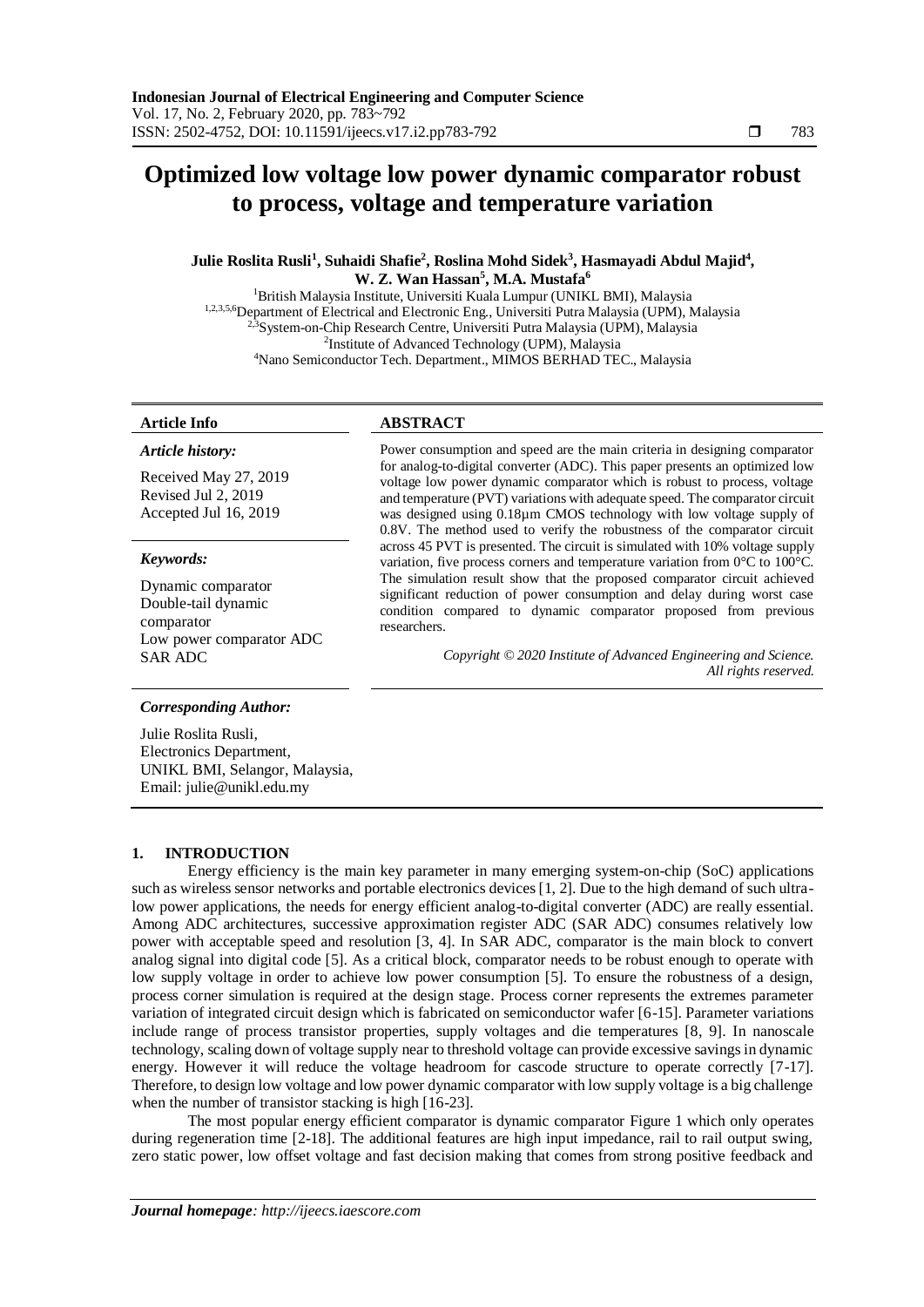# Optimized low voltage low power dynamic comparator robust to process, voltage and temperature variation

**Julie Roslita Rusli[1], Suhaidi Shafie[2], Roslina Mohd Sidek[3], Hasmayadi Abdul Majid[4], W. Z. Wan Hassan[5], M.A. Mustafa[6]**

[1]British Malaysia Institute, Universiti Kuala Lumpur (UNIKL BMI), Malaysia
[1,2,3,5,6]Department of Electrical and Electronic Eng., Universiti Putra Malaysia (UPM), Malaysia
[2,3]System-on-Chip Research Centre, Universiti Putra Malaysia (UPM), Malaysia
[2]Institute of Advanced Technology (UPM), Malaysia
[4]Nano Semiconductor Tech. Department., MIMOS BERHAD TEC., Malaysia

**Article Info**

*Article history:*

Received May 27, 2019
Revised Jul 2, 2019
Accepted Jul 16, 2019

*Keywords:*

Dynamic comparator
Double-tail dynamic comparator
Low power comparator ADC
SAR ADC

**ABSTRACT**

Power consumption and speed are the main criteria in designing comparator for analog-to-digital converter (ADC). This paper presents an optimized low voltage low power dynamic comparator which is robust to process, voltage and temperature (PVT) variations with adequate speed. The comparator circuit was designed using 0.18µm CMOS technology with low voltage supply of 0.8V. The method used to verify the robustness of the comparator circuit across 45 PVT is presented. The circuit is simulated with 10% voltage supply variation, five process corners and temperature variation from 0°C to 100°C. The simulation result show that the proposed comparator circuit achieved significant reduction of power consumption and delay during worst case condition compared to dynamic comparator proposed from previous researchers.

*Copyright © 2020 Institute of Advanced Engineering and Science. All rights reserved.*

*Corresponding Author:*

Julie Roslita Rusli,
Electronics Department,
UNIKL BMI, Selangor, Malaysia,
Email: julie@unikl.edu.my

## 1. INTRODUCTION

Energy efficiency is the main key parameter in many emerging system-on-chip (SoC) applications such as wireless sensor networks and portable electronics devices [1, 2]. Due to the high demand of such ultra-low power applications, the needs for energy efficient analog-to-digital converter (ADC) are really essential. Among ADC architectures, successive approximation register ADC (SAR ADC) consumes relatively low power with acceptable speed and resolution [3, 4]. In SAR ADC, comparator is the main block to convert analog signal into digital code [5]. As a critical block, comparator needs to be robust enough to operate with low supply voltage in order to achieve low power consumption [5]. To ensure the robustness of a design, process corner simulation is required at the design stage. Process corner represents the extremes parameter variation of integrated circuit design which is fabricated on semiconductor wafer [6-15]. Parameter variations include range of process transistor properties, supply voltages and die temperatures [8, 9]. In nanoscale technology, scaling down of voltage supply near to threshold voltage can provide excessive savings in dynamic energy. However it will reduce the voltage headroom for cascode structure to operate correctly [7-17]. Therefore, to design low voltage and low power dynamic comparator with low supply voltage is a big challenge when the number of transistor stacking is high [16-23].

The most popular energy efficient comparator is dynamic comparator Figure 1 which only operates during regeneration time [2-18]. The additional features are high input impedance, rail to rail output swing, zero static power, low offset voltage and fast decision making that comes from strong positive feedback and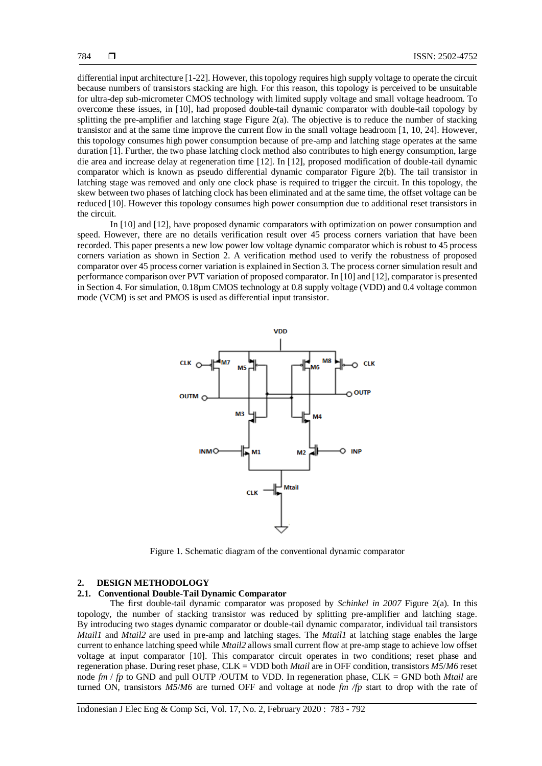differential input architecture [1-22]. However, this topology requires high supply voltage to operate the circuit because numbers of transistors stacking are high. For this reason, this topology is perceived to be unsuitable for ultra-dep sub-micrometer CMOS technology with limited supply voltage and small voltage headroom. To overcome these issues, in [10], had proposed double-tail dynamic comparator with double-tail topology by splitting the pre-amplifier and latching stage Figure 2(a). The objective is to reduce the number of stacking transistor and at the same time improve the current flow in the small voltage headroom [1, 10, 24]. However, this topology consumes high power consumption because of pre-amp and latching stage operates at the same duration [1]. Further, the two phase latching clock method also contributes to high energy consumption, large die area and increase delay at regeneration time [12]. In [12], proposed modification of double-tail dynamic comparator which is known as pseudo differential dynamic comparator Figure 2(b). The tail transistor in latching stage was removed and only one clock phase is required to trigger the circuit. In this topology, the skew between two phases of latching clock has been eliminated and at the same time, the offset voltage can be reduced [10]. However this topology consumes high power consumption due to additional reset transistors in the circuit.

In [10] and [12], have proposed dynamic comparators with optimization on power consumption and speed. However, there are no details verification result over 45 process corners variation that have been recorded. This paper presents a new low power low voltage dynamic comparator which is robust to 45 process corners variation as shown in Section 2. A verification method used to verify the robustness of proposed comparator over 45 process corner variation is explained in Section 3. The process corner simulation result and performance comparison over PVT variation of proposed comparator. In [10] and [12], comparator is presented in Section 4. For simulation, 0.18µm CMOS technology at 0.8 supply voltage (VDD) and 0.4 voltage common mode (VCM) is set and PMOS is used as differential input transistor.

Figure 1. Schematic diagram of the conventional dynamic comparator

## 2. DESIGN METHODOLOGY

### 2.1. Conventional Double-Tail Dynamic Comparator

The first double-tail dynamic comparator was proposed by *Schinkel in 2007* Figure 2(a). In this topology, the number of stacking transistor was reduced by splitting pre-amplifier and latching stage. By introducing two stages dynamic comparator or double-tail dynamic comparator, individual tail transistors *Mtail1* and *Mtail2* are used in pre-amp and latching stages. The *Mtail1* at latching stage enables the large current to enhance latching speed while *Mtail2* allows small current flow at pre-amp stage to achieve low offset voltage at input comparator [10]. This comparator circuit operates in two conditions; reset phase and regeneration phase. During reset phase, CLK = VDD both *Mtail* are in OFF condition, transistors *M5*/*M6* reset node *fm* / *fp* to GND and pull OUTP /OUTM to VDD. In regeneration phase, CLK = GND both *Mtail* are turned ON, transistors *M5*/*M6* are turned OFF and voltage at node *fm /fp* start to drop with the rate of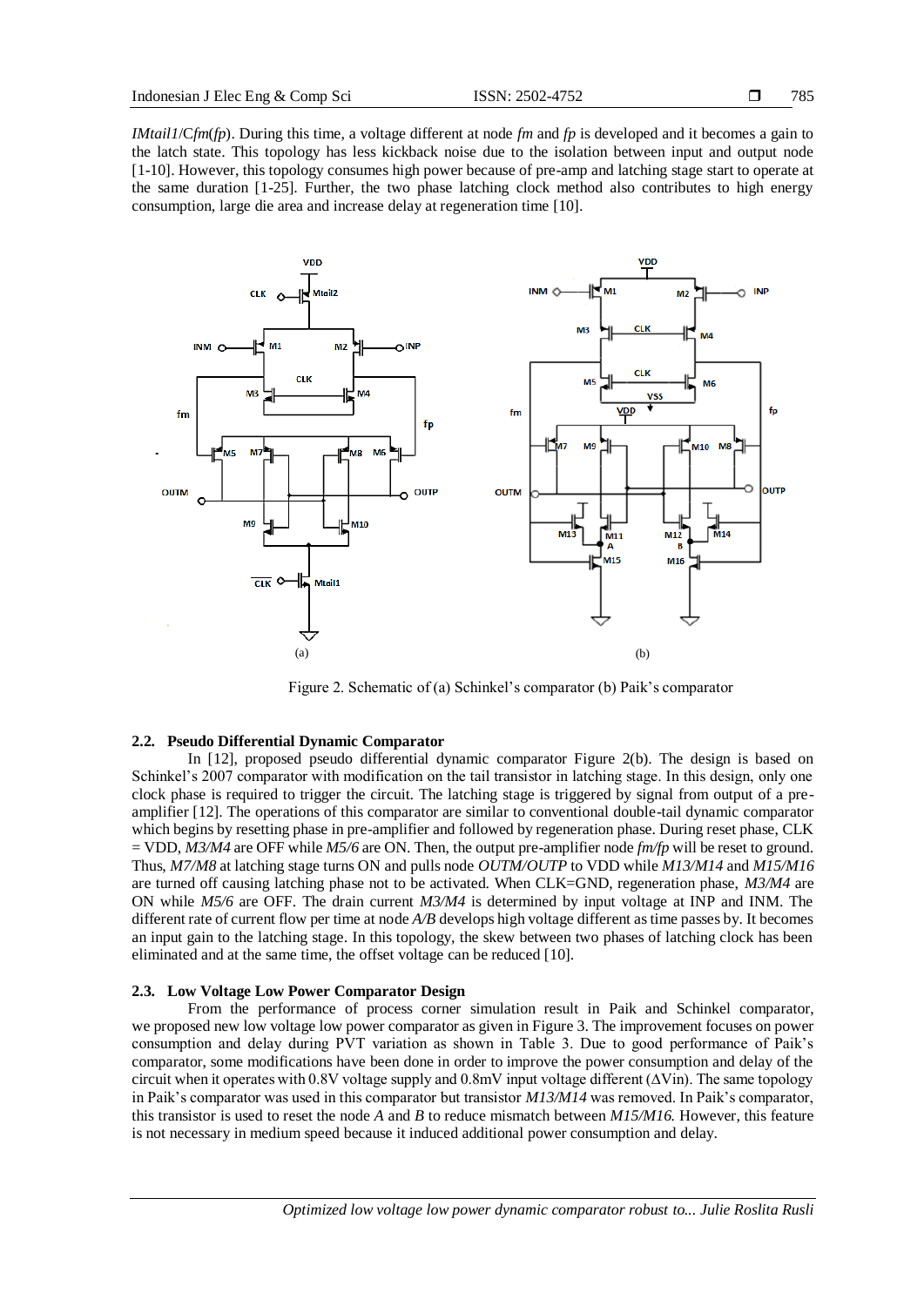*IMtail1*/C*fm*(*fp*). During this time, a voltage different at node *fm* and *fp* is developed and it becomes a gain to the latch state. This topology has less kickback noise due to the isolation between input and output node [1-10]. However, this topology consumes high power because of pre-amp and latching stage start to operate at the same duration [1-25]. Further, the two phase latching clock method also contributes to high energy consumption, large die area and increase delay at regeneration time [10].

Figure 2. Schematic of (a) Schinkel's comparator (b) Paik's comparator

### 2.2. Pseudo Differential Dynamic Comparator

In [12], proposed pseudo differential dynamic comparator Figure 2(b). The design is based on Schinkel's 2007 comparator with modification on the tail transistor in latching stage. In this design, only one clock phase is required to trigger the circuit. The latching stage is triggered by signal from output of a pre-amplifier [12]. The operations of this comparator are similar to conventional double-tail dynamic comparator which begins by resetting phase in pre-amplifier and followed by regeneration phase. During reset phase, CLK = VDD, *M3/M4* are OFF while *M5/6* are ON. Then, the output pre-amplifier node *fm/fp* will be reset to ground. Thus, *M7/M8* at latching stage turns ON and pulls node *OUTM/OUTP* to VDD while *M13/M14* and *M15/M16* are turned off causing latching phase not to be activated. When CLK=GND, regeneration phase, *M3/M4* are ON while *M5/6* are OFF. The drain current *M3/M4* is determined by input voltage at INP and INM. The different rate of current flow per time at node *A/B* develops high voltage different as time passes by. It becomes an input gain to the latching stage. In this topology, the skew between two phases of latching clock has been eliminated and at the same time, the offset voltage can be reduced [10].

### 2.3. Low Voltage Low Power Comparator Design

From the performance of process corner simulation result in Paik and Schinkel comparator, we proposed new low voltage low power comparator as given in Figure 3. The improvement focuses on power consumption and delay during PVT variation as shown in Table 3. Due to good performance of Paik's comparator, some modifications have been done in order to improve the power consumption and delay of the circuit when it operates with 0.8V voltage supply and 0.8mV input voltage different ($\Delta$Vin). The same topology in Paik's comparator was used in this comparator but transistor *M13/M14* was removed. In Paik's comparator, this transistor is used to reset the node *A* and *B* to reduce mismatch between *M15/M16.* However, this feature is not necessary in medium speed because it induced additional power consumption and delay.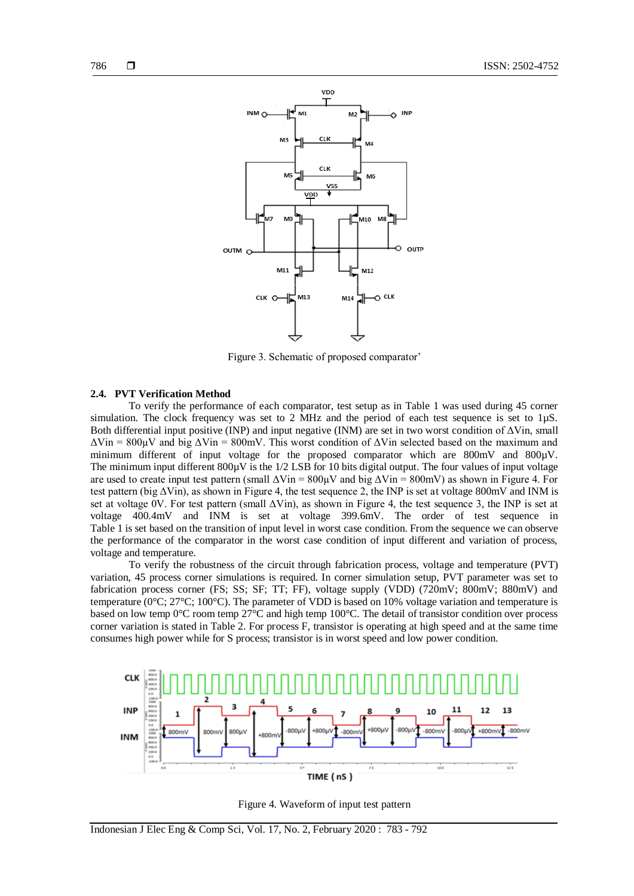Figure 3. Schematic of proposed comparator'

### 2.4. PVT Verification Method

To verify the performance of each comparator, test setup as in Table 1 was used during 45 corner simulation. The clock frequency was set to 2 MHz and the period of each test sequence is set to 1µS. Both differential input positive (INP) and input negative (INM) are set in two worst condition of ΔVin, small ΔVin = 800µV and big ΔVin = 800mV. This worst condition of ΔVin selected based on the maximum and minimum different of input voltage for the proposed comparator which are 800mV and 800µV. The minimum input different 800µV is the 1/2 LSB for 10 bits digital output. The four values of input voltage are used to create input test pattern (small ΔVin = 800µV and big ΔVin = 800mV) as shown in Figure 4. For test pattern (big ΔVin), as shown in Figure 4, the test sequence 2, the INP is set at voltage 800mV and INM is set at voltage 0V. For test pattern (small ΔVin), as shown in Figure 4, the test sequence 3, the INP is set at voltage 400.4mV and INM is set at voltage 399.6mV. The order of test sequence in Table 1 is set based on the transition of input level in worst case condition. From the sequence we can observe the performance of the comparator in the worst case condition of input different and variation of process, voltage and temperature.

To verify the robustness of the circuit through fabrication process, voltage and temperature (PVT) variation, 45 process corner simulations is required. In corner simulation setup, PVT parameter was set to fabrication process corner (FS; SS; SF; TT; FF), voltage supply (VDD) (720mV; 800mV; 880mV) and temperature (0°C; 27°C; 100°C). The parameter of VDD is based on 10% voltage variation and temperature is based on low temp 0°C room temp 27°C and high temp 100°C. The detail of transistor condition over process corner variation is stated in Table 2. For process F, transistor is operating at high speed and at the same time consumes high power while for S process; transistor is in worst speed and low power condition.

Figure 4. Waveform of input test pattern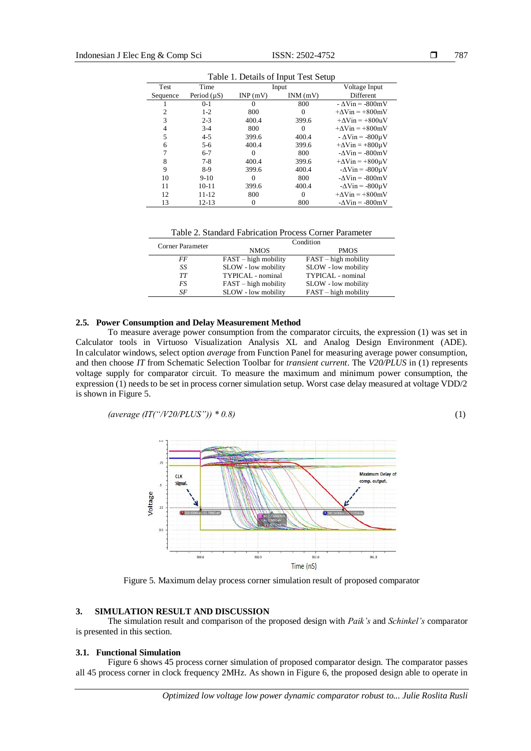Table 1. Details of Input Test Setup

| Test Sequence | Time Period (μS) | Input INP (mV) | Input INM (mV) | Voltage Input Different |
|---|---|---|---|---|
| 1 | 0-1 | 0 | 800 | $-\Delta Vin = -800mV$ |
| 2 | 1-2 | 800 | 0 | $+\Delta Vin = +800mV$ |
| 3 | 2-3 | 400.4 | 399.6 | $+\Delta Vin = +800uV$ |
| 4 | 3-4 | 800 | 0 | $+\Delta Vin = +800mV$ |
| 5 | 4-5 | 399.6 | 400.4 | $-\Delta Vin = -800\mu V$ |
| 6 | 5-6 | 400.4 | 399.6 | $+\Delta Vin = +800\mu V$ |
| 7 | 6-7 | 0 | 800 | $-\Delta Vin = -800mV$ |
| 8 | 7-8 | 400.4 | 399.6 | $+\Delta Vin = +800\mu V$ |
| 9 | 8-9 | 399.6 | 400.4 | $-\Delta Vin = -800\mu V$ |
| 10 | 9-10 | 0 | 800 | $-\Delta Vin = -800mV$ |
| 11 | 10-11 | 399.6 | 400.4 | $-\Delta Vin = -800\mu V$ |
| 12 | 11-12 | 800 | 0 | $+\Delta Vin = +800mV$ |
| 13 | 12-13 | 0 | 800 | $-\Delta Vin = -800mV$ |

Table 2. Standard Fabrication Process Corner Parameter

| Corner Parameter | Condition NMOS | Condition PMOS |
|---|---|---|
| *FF* | FAST – high mobility | FAST – high mobility |
| *SS* | SLOW - low mobility | SLOW - low mobility |
| *TT* | TYPICAL - nominal | TYPICAL - nominal |
| *FS* | FAST – high mobility | SLOW - low mobility |
| *SF* | SLOW - low mobility | FAST – high mobility |

### 2.5. Power Consumption and Delay Measurement Method

To measure average power consumption from the comparator circuits, the expression (1) was set in Calculator tools in Virtuoso Visualization Analysis XL and Analog Design Environment (ADE). In calculator windows, select option *average* from Function Panel for measuring average power consumption, and then choose *IT* from Schematic Selection Toolbar for *transient current*. The *V20/PLUS* in (1) represents voltage supply for comparator circuit. To measure the maximum and minimum power consumption, the expression (1) needs to be set in process corner simulation setup. Worst case delay measured at voltage VDD/2 is shown in Figure 5.

*(average (IT("/V20/PLUS")) * 0.8)* (1)

Figure 5. Maximum delay process corner simulation result of proposed comparator

## 3. SIMULATION RESULT AND DISCUSSION

The simulation result and comparison of the proposed design with *Paik's* and *Schinkel's* comparator is presented in this section.

### 3.1. Functional Simulation

Figure 6 shows 45 process corner simulation of proposed comparator design. The comparator passes all 45 process corner in clock frequency 2MHz. As shown in Figure 6, the proposed design able to operate in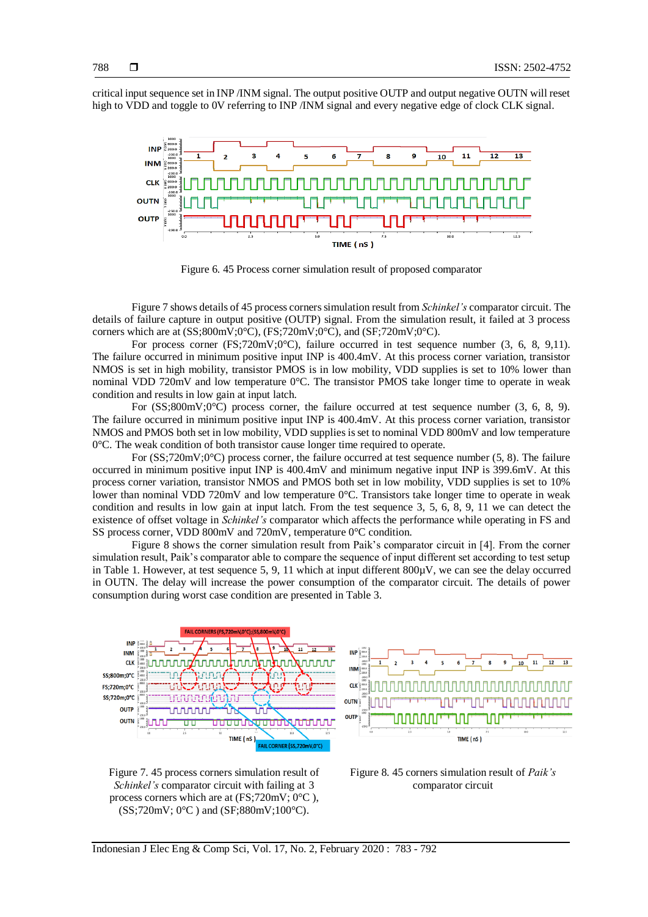critical input sequence set in INP /INM signal. The output positive OUTP and output negative OUTN will reset high to VDD and toggle to 0V referring to INP /INM signal and every negative edge of clock CLK signal.

Figure 6. 45 Process corner simulation result of proposed comparator

Figure 7 shows details of 45 process corners simulation result from *Schinkel's* comparator circuit. The details of failure capture in output positive (OUTP) signal. From the simulation result, it failed at 3 process corners which are at (SS;800mV;0°C), (FS;720mV;0°C), and (SF;720mV;0°C).

For process corner (FS;720mV;0°C), failure occurred in test sequence number (3, 6, 8, 9,11). The failure occurred in minimum positive input INP is 400.4mV. At this process corner variation, transistor NMOS is set in high mobility, transistor PMOS is in low mobility, VDD supplies is set to 10% lower than nominal VDD 720mV and low temperature 0°C. The transistor PMOS take longer time to operate in weak condition and results in low gain at input latch.

For (SS;800mV;0°C) process corner, the failure occurred at test sequence number (3, 6, 8, 9). The failure occurred in minimum positive input INP is 400.4mV. At this process corner variation, transistor NMOS and PMOS both set in low mobility, VDD supplies is set to nominal VDD 800mV and low temperature 0°C. The weak condition of both transistor cause longer time required to operate.

For (SS;720mV;0°C) process corner, the failure occurred at test sequence number (5, 8). The failure occurred in minimum positive input INP is 400.4mV and minimum negative input INP is 399.6mV. At this process corner variation, transistor NMOS and PMOS both set in low mobility, VDD supplies is set to 10% lower than nominal VDD 720mV and low temperature 0°C. Transistors take longer time to operate in weak condition and results in low gain at input latch. From the test sequence 3, 5, 6, 8, 9, 11 we can detect the existence of offset voltage in *Schinkel's* comparator which affects the performance while operating in FS and SS process corner, VDD 800mV and 720mV, temperature 0°C condition.

Figure 8 shows the corner simulation result from Paik's comparator circuit in [4]. From the corner simulation result, Paik's comparator able to compare the sequence of input different set according to test setup in Table 1. However, at test sequence 5, 9, 11 which at input different 800µV, we can see the delay occurred in OUTN. The delay will increase the power consumption of the comparator circuit. The details of power consumption during worst case condition are presented in Table 3.

Figure 7. 45 process corners simulation result of *Schinkel's* comparator circuit with failing at 3 process corners which are at (FS;720mV; 0°C ), (SS;720mV; 0°C ) and (SF;880mV;100°C).

Figure 8. 45 corners simulation result of *Paik's* comparator circuit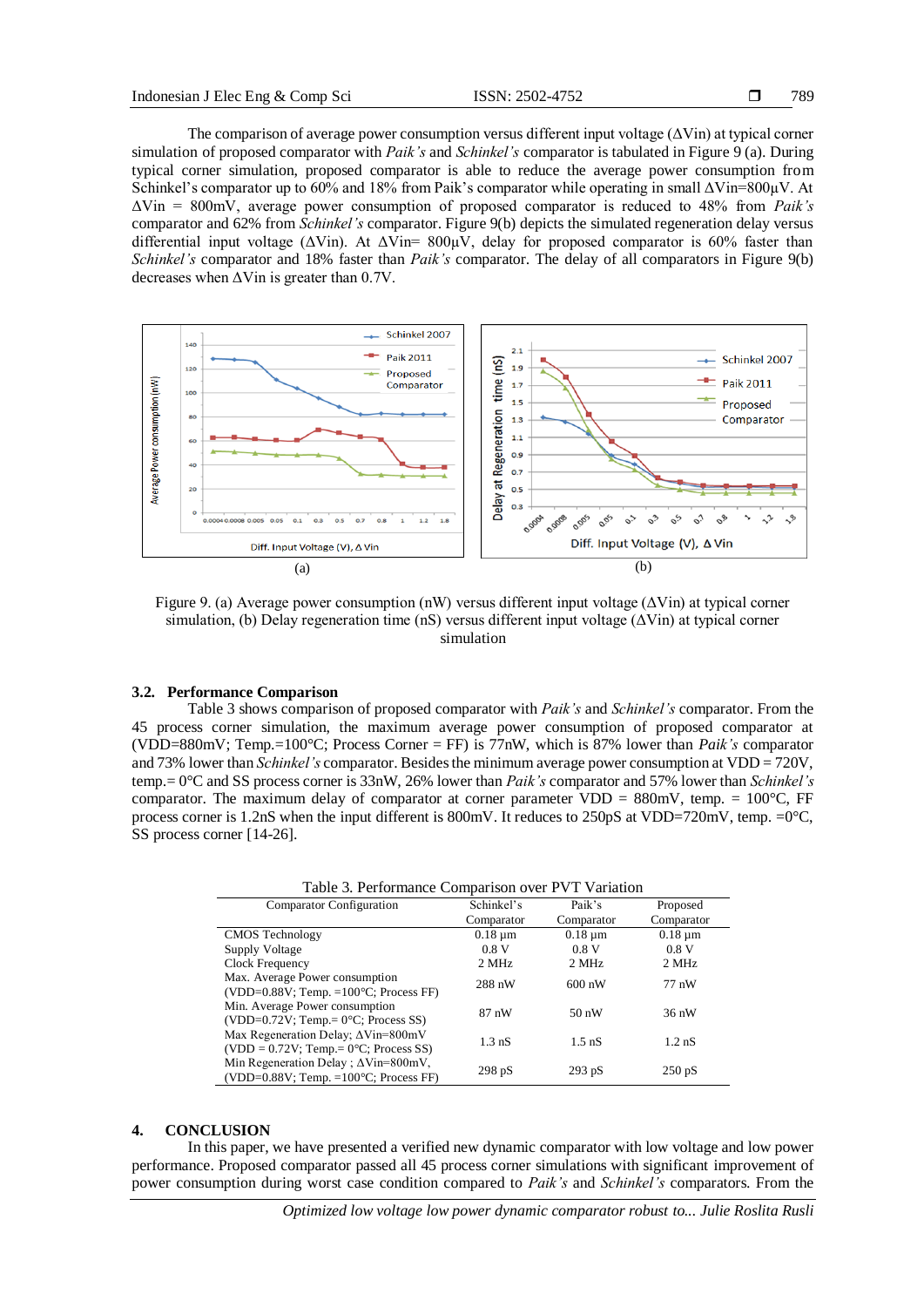The comparison of average power consumption versus different input voltage (ΔVin) at typical corner simulation of proposed comparator with *Paik's* and *Schinkel's* comparator is tabulated in Figure 9 (a). During typical corner simulation, proposed comparator is able to reduce the average power consumption from Schinkel's comparator up to 60% and 18% from Paik's comparator while operating in small ΔVin=800µV. At ΔVin = 800mV, average power consumption of proposed comparator is reduced to 48% from *Paik's* comparator and 62% from *Schinkel's* comparator. Figure 9(b) depicts the simulated regeneration delay versus differential input voltage (ΔVin). At ΔVin= 800µV, delay for proposed comparator is 60% faster than *Schinkel's* comparator and 18% faster than *Paik's* comparator. The delay of all comparators in Figure 9(b) decreases when ΔVin is greater than 0.7V.

(a)

(b)

Figure 9. (a) Average power consumption (nW) versus different input voltage (ΔVin) at typical corner simulation, (b) Delay regeneration time (nS) versus different input voltage (ΔVin) at typical corner simulation

### 3.2. Performance Comparison

Table 3 shows comparison of proposed comparator with *Paik's* and *Schinkel's* comparator. From the 45 process corner simulation, the maximum average power consumption of proposed comparator at (VDD=880mV; Temp.=100°C; Process Corner = FF) is 77nW, which is 87% lower than *Paik's* comparator and 73% lower than *Schinkel's* comparator. Besides the minimum average power consumption at VDD = 720V, temp.= 0°C and SS process corner is 33nW, 26% lower than *Paik's* comparator and 57% lower than *Schinkel's* comparator. The maximum delay of comparator at corner parameter VDD = 880mV, temp. = 100°C, FF process corner is 1.2nS when the input different is 800mV. It reduces to 250pS at VDD=720mV, temp. =0°C, SS process corner [14-26].

Table 3. Performance Comparison over PVT Variation

| Comparator Configuration | Schinkel's Comparator | Paik's Comparator | Proposed Comparator |
|---|---|---|---|
| CMOS Technology | 0.18 µm | 0.18 µm | 0.18 µm |
| Supply Voltage | 0.8 V | 0.8 V | 0.8 V |
| Clock Frequency | 2 MHz | 2 MHz | 2 MHz |
| Max. Average Power consumption (VDD=0.88V; Temp. =100°C; Process FF) | 288 nW | 600 nW | 77 nW |
| Min. Average Power consumption (VDD=0.72V; Temp.= 0°C; Process SS) | 87 nW | 50 nW | 36 nW |
| Max Regeneration Delay; ΔVin=800mV (VDD = 0.72V; Temp.= 0°C; Process SS) | 1.3 nS | 1.5 nS | 1.2 nS |
| Min Regeneration Delay ; ΔVin=800mV, (VDD=0.88V; Temp. =100°C; Process FF) | 298 pS | 293 pS | 250 pS |

## 4. CONCLUSION

In this paper, we have presented a verified new dynamic comparator with low voltage and low power performance. Proposed comparator passed all 45 process corner simulations with significant improvement of power consumption during worst case condition compared to *Paik's* and *Schinkel's* comparators. From the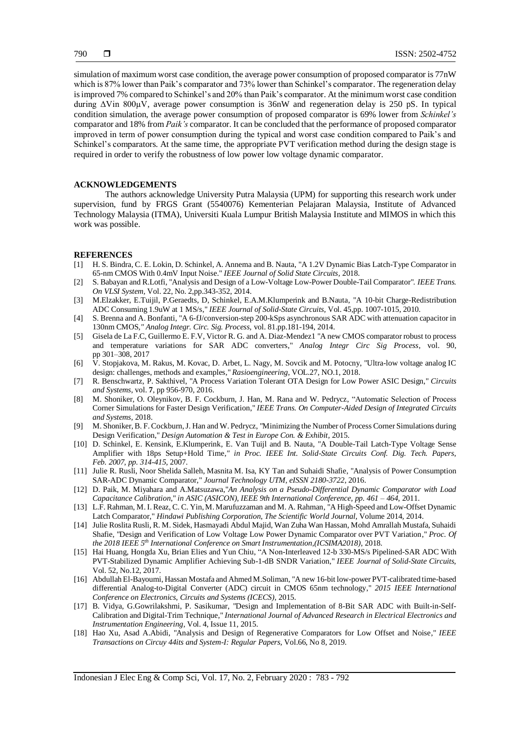simulation of maximum worst case condition, the average power consumption of proposed comparator is 77nW which is 87% lower than Paik's comparator and 73% lower than Schinkel's comparator. The regeneration delay is improved 7% compared to Schinkel's and 20% than Paik's comparator. At the minimum worst case condition during ΔVin 800µV, average power consumption is 36nW and regeneration delay is 250 pS. In typical condition simulation, the average power consumption of proposed comparator is 69% lower from *Schinkel's* comparator and 18% from *Paik's* comparator. It can be concluded that the performance of proposed comparator improved in term of power consumption during the typical and worst case condition compared to Paik's and Schinkel's comparators. At the same time, the appropriate PVT verification method during the design stage is required in order to verify the robustness of low power low voltage dynamic comparator.

## ACKNOWLEDGEMENTS

The authors acknowledge University Putra Malaysia (UPM) for supporting this research work under supervision, fund by FRGS Grant (5540076) Kementerian Pelajaran Malaysia, Institute of Advanced Technology Malaysia (ITMA), Universiti Kuala Lumpur British Malaysia Institute and MIMOS in which this work was possible.

## REFERENCES

[1] H. S. Bindra, C. E. Lokin, D. Schinkel, A. Annema and B. Nauta, "A 1.2V Dynamic Bias Latch-Type Comparator in 65-nm CMOS With 0.4mV Input Noise." *IEEE Journal of Solid State Circuits*, 2018.

[2] S. Babayan and R.Lotfi, "Analysis and Design of a Low-Voltage Low-Power Double-Tail Comparator". *IEEE Trans. On VLSI System*, Vol. 22, No. 2,pp.343-352, 2014.

[3] M.Elzakker, E.Tuijil, P.Geraedts, D, Schinkel, E.A.M.Klumperink and B.Nauta, "A 10-bit Charge-Redistribution ADC Consuming 1.9uW at 1 MS/s," *IEEE Journal of Solid-State Circuits*, Vol. 45,pp. 1007-1015, 2010.

[4] S. Brenna and A. Bonfanti, "A 6-fJ/conversion-step 200-kSps asynchronous SAR ADC with attenuation capacitor in 130nm CMOS," *Analog Integr. Circ. Sig. Process*, vol. 81.pp.181-194, 2014.

[5] Gisela de La F.C, Guillermo E. F.V, Victor R. G. and A. Diaz-Mendez1 "A new CMOS comparator robust to process and temperature variations for SAR ADC converters," *Analog Integr Circ Sig Process*, vol. 90, pp 301–308, 2017

[6] V. Stopjakova, M. Rakus, M. Kovac, D. Arbet, L. Nagy, M. Sovcik and M. Potocny, "Ultra-low voltage analog IC design: challenges, methods and examples," *Rasioengineering*, VOL.27, NO.1, 2018.

[7] R. Benschwartz, P. Sakthivel, "A Process Variation Tolerant OTA Design for Low Power ASIC Design," *Circuits and Systems*, vol. **7**, pp 956-970, 2016.

[8] M. Shoniker, O. Oleynikov, B. F. Cockburn, J. Han, M. Rana and W. Pedrycz, "Automatic Selection of Process Corner Simulations for Faster Design Verification," *IEEE Trans. On Computer-Aided Design of Integrated Circuits and Systems*, 2018.

[9] M. Shoniker, B. F. Cockburn, J. Han and W. Pedrycz, "Minimizing the Number of Process Corner Simulations during Design Verification," *Design Automation & Test in Europe Con. & Exhibit*, 2015.

[10] D. Schinkel, E. Kensink, E.Klumperink, E. Van Tuijl and B. Nauta, "A Double-Tail Latch-Type Voltage Sense Amplifier with 18ps Setup+Hold Time," *in Proc. IEEE Int. Solid-State Circuits Conf. Dig. Tech. Papers, Feb. 2007, pp. 314-415*, 2007.

[11] Julie R. Rusli, Noor Shelida Salleh, Masnita M. Isa, KY Tan and Suhaidi Shafie, "Analysis of Power Consumption SAR-ADC Dynamic Comparator," *Journal Technology UTM, eISSN 2180-3722*, 2016.

[12] D. Paik, M. Miyahara and A.Matsuzawa,"*An Analysis on a Pseudo-Differential Dynamic Comparator with Load Capacitance Calibration*," *in ASIC (ASICON), IEEE 9th International Conference, pp. 461 – 464*, 2011.

[13] L.F. Rahman, M. I. Reaz, C. C. Yin, M. Marufuzzaman and M. A. Rahman, "A High-Speed and Low-Offset Dynamic Latch Comparator," *Hindawi Publishing Corporation, The Scientific World Journal*, Volume 2014, 2014.

[14] Julie Roslita Rusli, R. M. Sidek, Hasmayadi Abdul Majid, Wan Zuha Wan Hassan, Mohd Amrallah Mustafa, Suhaidi Shafie, "Design and Verification of Low Voltage Low Power Dynamic Comparator over PVT Variation," *Proc. Of the 2018 IEEE 5th International Conference on Smart Instrumentation,(ICSIMA2018)*, 2018.

[15] Hai Huang, Hongda Xu, Benjamin Elies and Yun Chiu, "A Non-Interleaved 12-b 330-MS/s Pipelined-SAR ADC With PVT-Stabilized Dynamic Amplifier Achieving Sub-1-dB SNDR Variation," *IEEE Journal of Solid-State Circuits*, Vol. 52, No.12, 2017.

[16] Abdullah El-Bayoumi, Hassan Mostafa and Ahmed M.Soliman, "A new 16-bit low-power PVT-calibrated time-based differential Analog-to-Digital Converter (ADC) circuit in CMOS 65nm technology," *2015 IEEE International Conference on Electronics, Circuits and Systems (ICECS)*, 2015.

[17] B. Vidya, G.Gowrilakshmi, P. Sasikumar, "Design and Implementation of 8-Bit SAR ADC with Built-in-Self-Calibration and Digital-Trim Technique," *International Journal of Advanced Research in Electrical Electronics and Instrumentation Engineering*, Vol. 4, Issue 11, 2015.

[18] Hao Xu, Asad A.Abidi, "Analysis and Design of Regenerative Comparators for Low Offset and Noise," *IEEE Transactions on Circuy 44its and System-I: Regular Papers*, Vol.66, No 8, 2019.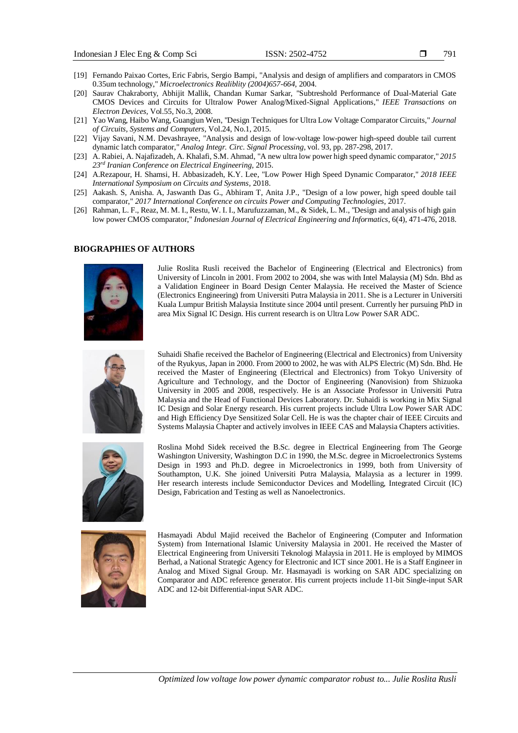[19] Fernando Paixao Cortes, Eric Fabris, Sergio Bampi, "Analysis and design of amplifiers and comparators in CMOS 0.35um technology," *Microelectronics Realiblity (2004)657-664*, 2004.

[20] Saurav Chakraborty, Abhijit Mallik, Chandan Kumar Sarkar, "Subtreshold Performance of Dual-Material Gate CMOS Devices and Circuits for Ultralow Power Analog/Mixed-Signal Applications," *IEEE Transactions on Electron Devices*, Vol.55, No.3, 2008.

[21] Yao Wang, Haibo Wang, Guangjun Wen, "Design Techniques for Ultra Low Voltage Comparator Circuits," *Journal of Circuits, Systems and Computers*, Vol.24, No.1, 2015.

[22] Vijay Savani, N.M. Devashrayee, "Analysis and design of low-voltage low-power high-speed double tail current dynamic latch comparator," *Analog Integr. Circ. Signal Processing*, vol. 93, pp. 287-298, 2017.

[23] A. Rabiei, A. Najafizadeh, A. Khalafi, S.M. Ahmad, "A new ultra low power high speed dynamic comparator," *2015 23rd Iranian Conference on Electrical Engineering*, 2015.

[24] A.Rezapour, H. Shamsi, H. Abbasizadeh, K.Y. Lee, "Low Power High Speed Dynamic Comparator," *2018 IEEE International Symposium on Circuits and Systems*, 2018.

[25] Aakash. S, Anisha. A, Jaswanth Das G., Abhiram T, Anita J.P., "Design of a low power, high speed double tail comparator," *2017 International Conference on circuits Power and Computing Technologies*, 2017.

[26] Rahman, L. F., Reaz, M. M. I., Restu, W. I. I., Marufuzzaman, M., & Sidek, L. M., "Design and analysis of high gain low power CMOS comparator," *Indonesian Journal of Electrical Engineering and Informatics*, 6(4), 471-476, 2018.

## BIOGRAPHIES OF AUTHORS

Julie Roslita Rusli received the Bachelor of Engineering (Electrical and Electronics) from University of Lincoln in 2001. From 2002 to 2004, she was with Intel Malaysia (M) Sdn. Bhd as a Validation Engineer in Board Design Center Malaysia. He received the Master of Science (Electronics Engineering) from Universiti Putra Malaysia in 2011. She is a Lecturer in Universiti Kuala Lumpur British Malaysia Institute since 2004 until present. Currently her pursuing PhD in area Mix Signal IC Design. His current research is on Ultra Low Power SAR ADC.

Suhaidi Shafie received the Bachelor of Engineering (Electrical and Electronics) from University of the Ryukyus, Japan in 2000. From 2000 to 2002, he was with ALPS Electric (M) Sdn. Bhd. He received the Master of Engineering (Electrical and Electronics) from Tokyo University of Agriculture and Technology, and the Doctor of Engineering (Nanovision) from Shizuoka University in 2005 and 2008, respectively. He is an Associate Professor in Universiti Putra Malaysia and the Head of Functional Devices Laboratory. Dr. Suhaidi is working in Mix Signal IC Design and Solar Energy research. His current projects include Ultra Low Power SAR ADC and High Efficiency Dye Sensitized Solar Cell. He is was the chapter chair of IEEE Circuits and Systems Malaysia Chapter and actively involves in IEEE CAS and Malaysia Chapters activities.

Roslina Mohd Sidek received the B.Sc. degree in Electrical Engineering from The George Washington University, Washington D.C in 1990, the M.Sc. degree in Microelectronics Systems Design in 1993 and Ph.D. degree in Microelectronics in 1999, both from University of Southampton, U.K. She joined Universiti Putra Malaysia, Malaysia as a lecturer in 1999. Her research interests include Semiconductor Devices and Modelling, Integrated Circuit (IC) Design, Fabrication and Testing as well as Nanoelectronics.

Hasmayadi Abdul Majid received the Bachelor of Engineering (Computer and Information System) from International Islamic University Malaysia in 2001. He received the Master of Electrical Engineering from Universiti Teknologi Malaysia in 2011. He is employed by MIMOS Berhad, a National Strategic Agency for Electronic and ICT since 2001. He is a Staff Engineer in Analog and Mixed Signal Group. Mr. Hasmayadi is working on SAR ADC specializing on Comparator and ADC reference generator. His current projects include 11-bit Single-input SAR ADC and 12-bit Differential-input SAR ADC.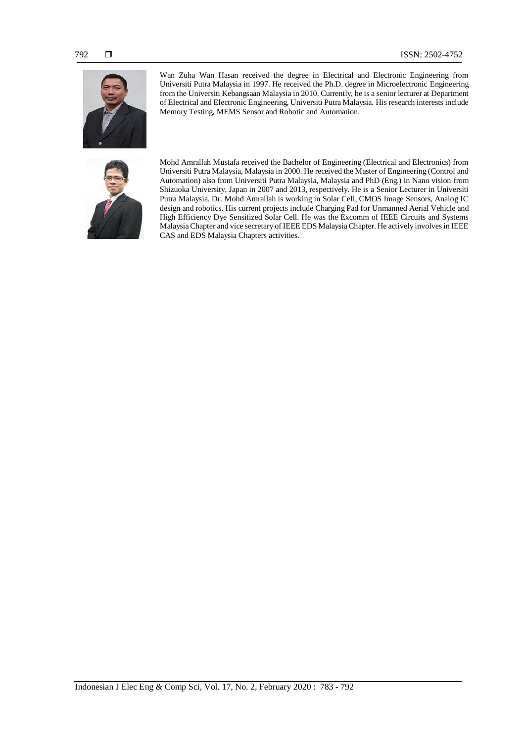Wan Zuha Wan Hasan received the degree in Electrical and Electronic Engineering from Universiti Putra Malaysia in 1997. He received the Ph.D. degree in Microelectronic Engineering from the Universiti Kebangsaan Malaysia in 2010. Currently, he is a senior lecturer at Department of Electrical and Electronic Engineering, Universiti Putra Malaysia. His research interests include Memory Testing, MEMS Sensor and Robotic and Automation.

Mohd Amrallah Mustafa received the Bachelor of Engineering (Electrical and Electronics) from Universiti Putra Malaysia, Malaysia in 2000. He received the Master of Engineering (Control and Automation) also from Universiti Putra Malaysia, Malaysia and PhD (Eng.) in Nano vision from Shizuoka University, Japan in 2007 and 2013, respectively. He is a Senior Lecturer in Universiti Putra Malaysia. Dr. Mohd Amrallah is working in Solar Cell, CMOS Image Sensors, Analog IC design and robotics. His current projects include Charging Pad for Unmanned Aerial Vehicle and High Efficiency Dye Sensitized Solar Cell. He was the Excomm of IEEE Circuits and Systems Malaysia Chapter and vice secretary of IEEE EDS Malaysia Chapter. He actively involves in IEEE CAS and EDS Malaysia Chapters activities.